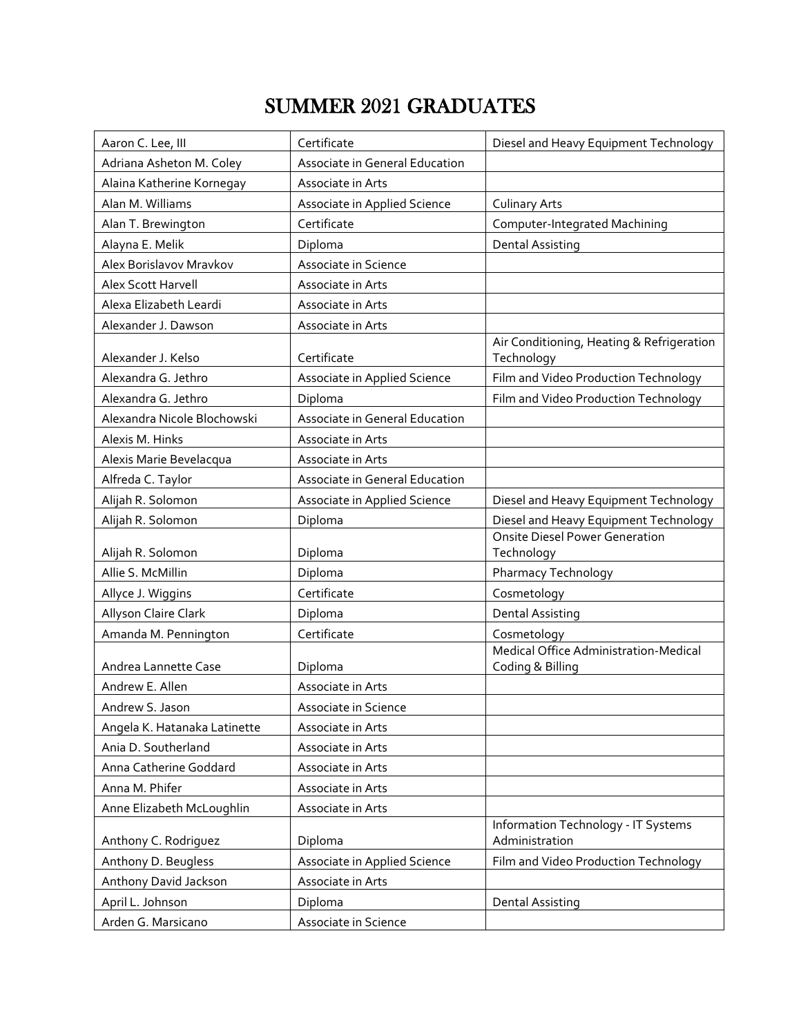# SUMMER 2021 GRADUATES

| | | |
|---|---|---|
| Aaron C. Lee, III | Certificate | Diesel and Heavy Equipment Technology |
| Adriana Asheton M. Coley | Associate in General Education | |
| Alaina Katherine Kornegay | Associate in Arts | |
| Alan M. Williams | Associate in Applied Science | Culinary Arts |
| Alan T. Brewington | Certificate | Computer-Integrated Machining |
| Alayna E. Melik | Diploma | Dental Assisting |
| Alex Borislavov Mravkov | Associate in Science | |
| Alex Scott Harvell | Associate in Arts | |
| Alexa Elizabeth Leardi | Associate in Arts | |
| Alexander J. Dawson | Associate in Arts | |
| Alexander J. Kelso | Certificate | Air Conditioning, Heating & Refrigeration Technology |
| Alexandra G. Jethro | Associate in Applied Science | Film and Video Production Technology |
| Alexandra G. Jethro | Diploma | Film and Video Production Technology |
| Alexandra Nicole Blochowski | Associate in General Education | |
| Alexis M. Hinks | Associate in Arts | |
| Alexis Marie Bevelacqua | Associate in Arts | |
| Alfreda C. Taylor | Associate in General Education | |
| Alijah R. Solomon | Associate in Applied Science | Diesel and Heavy Equipment Technology |
| Alijah R. Solomon | Diploma | Diesel and Heavy Equipment Technology |
| Alijah R. Solomon | Diploma | Onsite Diesel Power Generation Technology |
| Allie S. McMillin | Diploma | Pharmacy Technology |
| Allyce J. Wiggins | Certificate | Cosmetology |
| Allyson Claire Clark | Diploma | Dental Assisting |
| Amanda M. Pennington | Certificate | Cosmetology |
| Andrea Lannette Case | Diploma | Medical Office Administration-Medical Coding & Billing |
| Andrew E. Allen | Associate in Arts | |
| Andrew S. Jason | Associate in Science | |
| Angela K. Hatanaka Latinette | Associate in Arts | |
| Ania D. Southerland | Associate in Arts | |
| Anna Catherine Goddard | Associate in Arts | |
| Anna M. Phifer | Associate in Arts | |
| Anne Elizabeth McLoughlin | Associate in Arts | |
| Anthony C. Rodriguez | Diploma | Information Technology - IT Systems Administration |
| Anthony D. Beugless | Associate in Applied Science | Film and Video Production Technology |
| Anthony David Jackson | Associate in Arts | |
| April L. Johnson | Diploma | Dental Assisting |
| Arden G. Marsicano | Associate in Science | |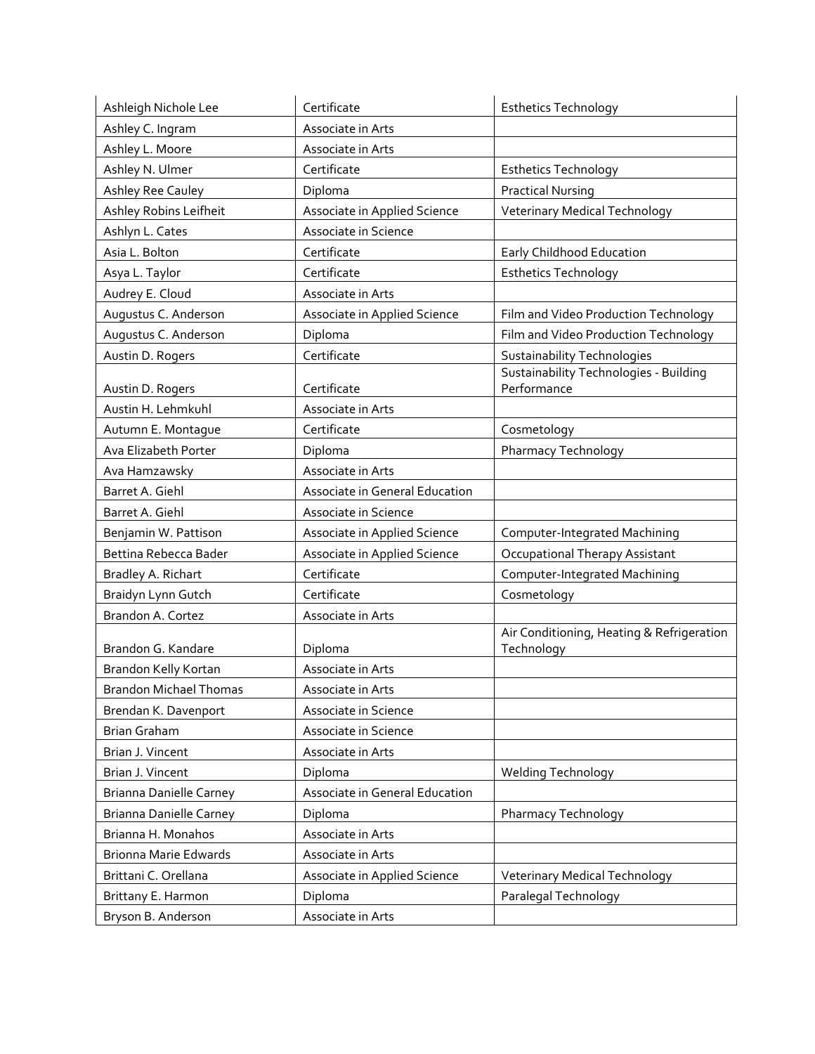| Ashleigh Nichole Lee | Certificate | Esthetics Technology |
|---|---|---|
| Ashley C. Ingram | Associate in Arts | |
| Ashley L. Moore | Associate in Arts | |
| Ashley N. Ulmer | Certificate | Esthetics Technology |
| Ashley Ree Cauley | Diploma | Practical Nursing |
| Ashley Robins Leifheit | Associate in Applied Science | Veterinary Medical Technology |
| Ashlyn L. Cates | Associate in Science | |
| Asia L. Bolton | Certificate | Early Childhood Education |
| Asya L. Taylor | Certificate | Esthetics Technology |
| Audrey E. Cloud | Associate in Arts | |
| Augustus C. Anderson | Associate in Applied Science | Film and Video Production Technology |
| Augustus C. Anderson | Diploma | Film and Video Production Technology |
| Austin D. Rogers | Certificate | Sustainability Technologies |
| Austin D. Rogers | Certificate | Sustainability Technologies - Building Performance |
| Austin H. Lehmkuhl | Associate in Arts | |
| Autumn E. Montague | Certificate | Cosmetology |
| Ava Elizabeth Porter | Diploma | Pharmacy Technology |
| Ava Hamzawsky | Associate in Arts | |
| Barret A. Giehl | Associate in General Education | |
| Barret A. Giehl | Associate in Science | |
| Benjamin W. Pattison | Associate in Applied Science | Computer-Integrated Machining |
| Bettina Rebecca Bader | Associate in Applied Science | Occupational Therapy Assistant |
| Bradley A. Richart | Certificate | Computer-Integrated Machining |
| Braidyn Lynn Gutch | Certificate | Cosmetology |
| Brandon A. Cortez | Associate in Arts | |
| Brandon G. Kandare | Diploma | Air Conditioning, Heating & Refrigeration Technology |
| Brandon Kelly Kortan | Associate in Arts | |
| Brandon Michael Thomas | Associate in Arts | |
| Brendan K. Davenport | Associate in Science | |
| Brian Graham | Associate in Science | |
| Brian J. Vincent | Associate in Arts | |
| Brian J. Vincent | Diploma | Welding Technology |
| Brianna Danielle Carney | Associate in General Education | |
| Brianna Danielle Carney | Diploma | Pharmacy Technology |
| Brianna H. Monahos | Associate in Arts | |
| Brionna Marie Edwards | Associate in Arts | |
| Brittani C. Orellana | Associate in Applied Science | Veterinary Medical Technology |
| Brittany E. Harmon | Diploma | Paralegal Technology |
| Bryson B. Anderson | Associate in Arts | |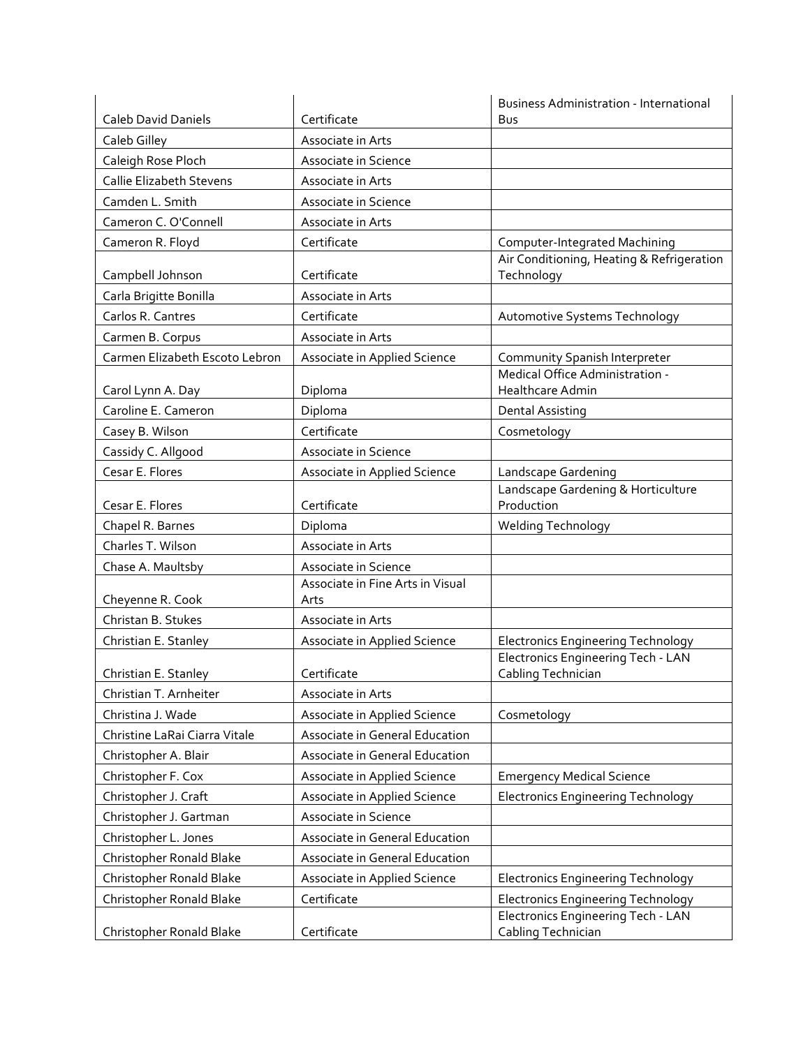| | | |
|---|---|---|
| Caleb David Daniels | Certificate | Business Administration - International Bus |
| Caleb Gilley | Associate in Arts | |
| Caleigh Rose Ploch | Associate in Science | |
| Callie Elizabeth Stevens | Associate in Arts | |
| Camden L. Smith | Associate in Science | |
| Cameron C. O'Connell | Associate in Arts | |
| Cameron R. Floyd | Certificate | Computer-Integrated Machining |
| Campbell Johnson | Certificate | Air Conditioning, Heating & Refrigeration Technology |
| Carla Brigitte Bonilla | Associate in Arts | |
| Carlos R. Cantres | Certificate | Automotive Systems Technology |
| Carmen B. Corpus | Associate in Arts | |
| Carmen Elizabeth Escoto Lebron | Associate in Applied Science | Community Spanish Interpreter |
| Carol Lynn A. Day | Diploma | Medical Office Administration - Healthcare Admin |
| Caroline E. Cameron | Diploma | Dental Assisting |
| Casey B. Wilson | Certificate | Cosmetology |
| Cassidy C. Allgood | Associate in Science | |
| Cesar E. Flores | Associate in Applied Science | Landscape Gardening |
| Cesar E. Flores | Certificate | Landscape Gardening & Horticulture Production |
| Chapel R. Barnes | Diploma | Welding Technology |
| Charles T. Wilson | Associate in Arts | |
| Chase A. Maultsby | Associate in Science | |
| Cheyenne R. Cook | Associate in Fine Arts in Visual Arts | |
| Christan B. Stukes | Associate in Arts | |
| Christian E. Stanley | Associate in Applied Science | Electronics Engineering Technology |
| Christian E. Stanley | Certificate | Electronics Engineering Tech - LAN Cabling Technician |
| Christian T. Arnheiter | Associate in Arts | |
| Christina J. Wade | Associate in Applied Science | Cosmetology |
| Christine LaRai Ciarra Vitale | Associate in General Education | |
| Christopher A. Blair | Associate in General Education | |
| Christopher F. Cox | Associate in Applied Science | Emergency Medical Science |
| Christopher J. Craft | Associate in Applied Science | Electronics Engineering Technology |
| Christopher J. Gartman | Associate in Science | |
| Christopher L. Jones | Associate in General Education | |
| Christopher Ronald Blake | Associate in General Education | |
| Christopher Ronald Blake | Associate in Applied Science | Electronics Engineering Technology |
| Christopher Ronald Blake | Certificate | Electronics Engineering Technology |
| Christopher Ronald Blake | Certificate | Electronics Engineering Tech - LAN Cabling Technician |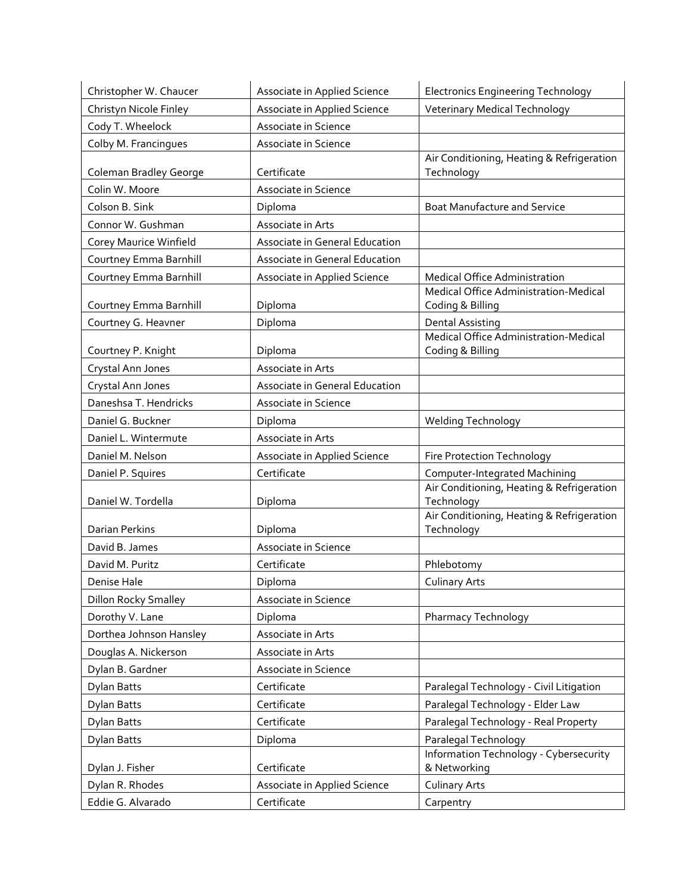| Christopher W. Chaucer | Associate in Applied Science | Electronics Engineering Technology |
|---|---|---|
| Christyn Nicole Finley | Associate in Applied Science | Veterinary Medical Technology |
| Cody T. Wheelock | Associate in Science | |
| Colby M. Francingues | Associate in Science | |
| Coleman Bradley George | Certificate | Air Conditioning, Heating & Refrigeration Technology |
| Colin W. Moore | Associate in Science | |
| Colson B. Sink | Diploma | Boat Manufacture and Service |
| Connor W. Gushman | Associate in Arts | |
| Corey Maurice Winfield | Associate in General Education | |
| Courtney Emma Barnhill | Associate in General Education | |
| Courtney Emma Barnhill | Associate in Applied Science | Medical Office Administration |
| Courtney Emma Barnhill | Diploma | Medical Office Administration-Medical Coding & Billing |
| Courtney G. Heavner | Diploma | Dental Assisting |
| Courtney P. Knight | Diploma | Medical Office Administration-Medical Coding & Billing |
| Crystal Ann Jones | Associate in Arts | |
| Crystal Ann Jones | Associate in General Education | |
| Daneshsa T. Hendricks | Associate in Science | |
| Daniel G. Buckner | Diploma | Welding Technology |
| Daniel L. Wintermute | Associate in Arts | |
| Daniel M. Nelson | Associate in Applied Science | Fire Protection Technology |
| Daniel P. Squires | Certificate | Computer-Integrated Machining |
| Daniel W. Tordella | Diploma | Air Conditioning, Heating & Refrigeration Technology |
| Darian Perkins | Diploma | Air Conditioning, Heating & Refrigeration Technology |
| David B. James | Associate in Science | |
| David M. Puritz | Certificate | Phlebotomy |
| Denise Hale | Diploma | Culinary Arts |
| Dillon Rocky Smalley | Associate in Science | |
| Dorothy V. Lane | Diploma | Pharmacy Technology |
| Dorthea Johnson Hansley | Associate in Arts | |
| Douglas A. Nickerson | Associate in Arts | |
| Dylan B. Gardner | Associate in Science | |
| Dylan Batts | Certificate | Paralegal Technology - Civil Litigation |
| Dylan Batts | Certificate | Paralegal Technology - Elder Law |
| Dylan Batts | Certificate | Paralegal Technology - Real Property |
| Dylan Batts | Diploma | Paralegal Technology |
| Dylan J. Fisher | Certificate | Information Technology - Cybersecurity & Networking |
| Dylan R. Rhodes | Associate in Applied Science | Culinary Arts |
| Eddie G. Alvarado | Certificate | Carpentry |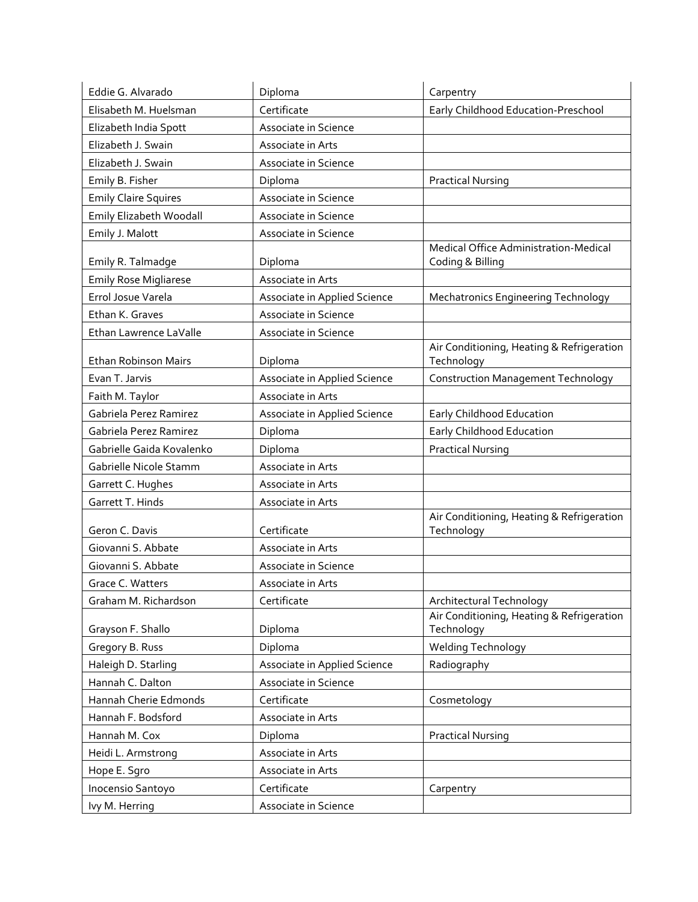| | | |
|---|---|---|
| Eddie G. Alvarado | Diploma | Carpentry |
| Elisabeth M. Huelsman | Certificate | Early Childhood Education-Preschool |
| Elizabeth India Spott | Associate in Science | |
| Elizabeth J. Swain | Associate in Arts | |
| Elizabeth J. Swain | Associate in Science | |
| Emily B. Fisher | Diploma | Practical Nursing |
| Emily Claire Squires | Associate in Science | |
| Emily Elizabeth Woodall | Associate in Science | |
| Emily J. Malott | Associate in Science | |
| Emily R. Talmadge | Diploma | Medical Office Administration-Medical Coding & Billing |
| Emily Rose Migliarese | Associate in Arts | |
| Errol Josue Varela | Associate in Applied Science | Mechatronics Engineering Technology |
| Ethan K. Graves | Associate in Science | |
| Ethan Lawrence LaValle | Associate in Science | |
| Ethan Robinson Mairs | Diploma | Air Conditioning, Heating & Refrigeration Technology |
| Evan T. Jarvis | Associate in Applied Science | Construction Management Technology |
| Faith M. Taylor | Associate in Arts | |
| Gabriela Perez Ramirez | Associate in Applied Science | Early Childhood Education |
| Gabriela Perez Ramirez | Diploma | Early Childhood Education |
| Gabrielle Gaida Kovalenko | Diploma | Practical Nursing |
| Gabrielle Nicole Stamm | Associate in Arts | |
| Garrett C. Hughes | Associate in Arts | |
| Garrett T. Hinds | Associate in Arts | |
| Geron C. Davis | Certificate | Air Conditioning, Heating & Refrigeration Technology |
| Giovanni S. Abbate | Associate in Arts | |
| Giovanni S. Abbate | Associate in Science | |
| Grace C. Watters | Associate in Arts | |
| Graham M. Richardson | Certificate | Architectural Technology |
| Grayson F. Shallo | Diploma | Air Conditioning, Heating & Refrigeration Technology |
| Gregory B. Russ | Diploma | Welding Technology |
| Haleigh D. Starling | Associate in Applied Science | Radiography |
| Hannah C. Dalton | Associate in Science | |
| Hannah Cherie Edmonds | Certificate | Cosmetology |
| Hannah F. Bodsford | Associate in Arts | |
| Hannah M. Cox | Diploma | Practical Nursing |
| Heidi L. Armstrong | Associate in Arts | |
| Hope E. Sgro | Associate in Arts | |
| Inocensio Santoyo | Certificate | Carpentry |
| Ivy M. Herring | Associate in Science | |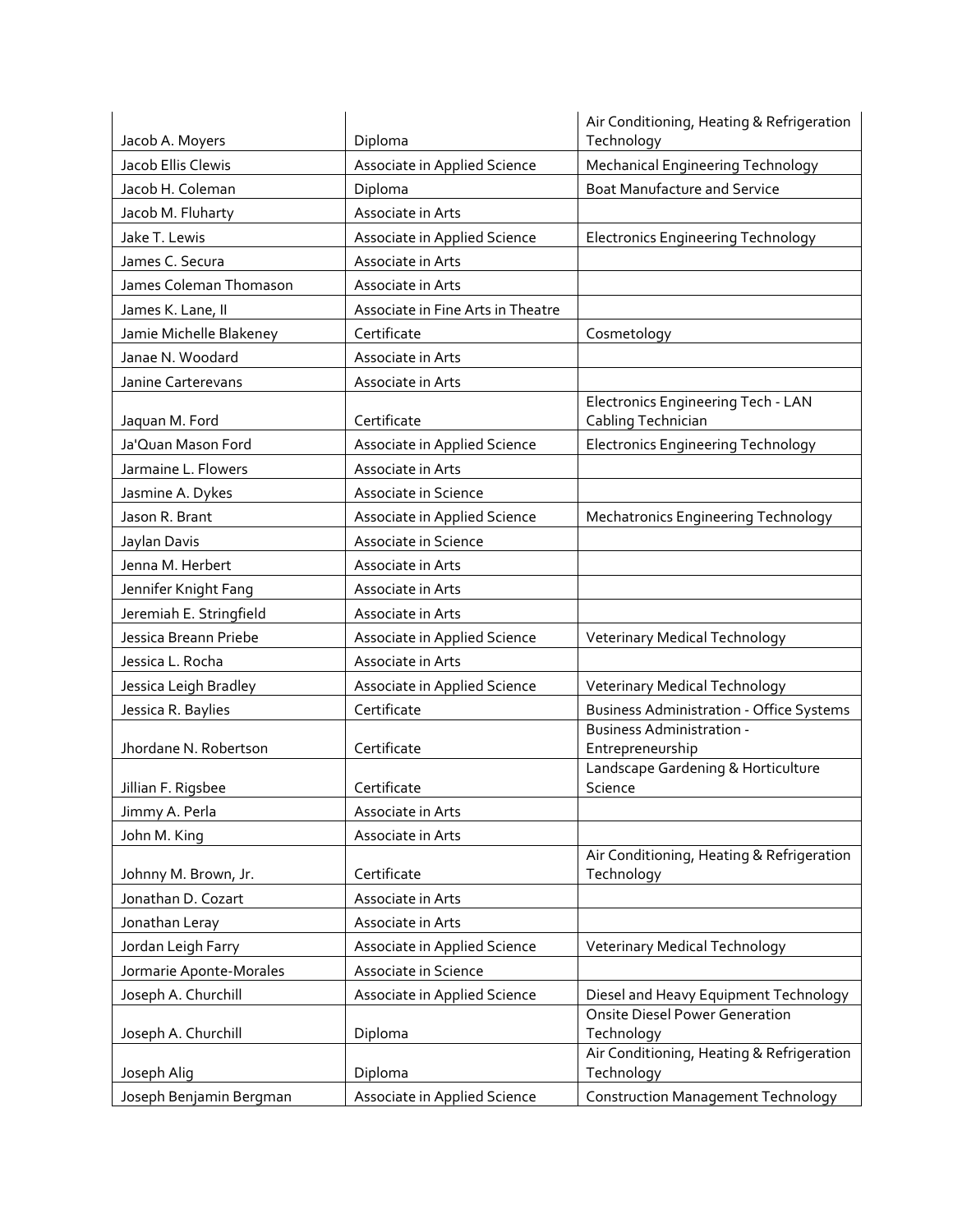| | | |
|---|---|---|
| Jacob A. Moyers | Diploma | Air Conditioning, Heating & Refrigeration Technology |
| Jacob Ellis Clewis | Associate in Applied Science | Mechanical Engineering Technology |
| Jacob H. Coleman | Diploma | Boat Manufacture and Service |
| Jacob M. Fluharty | Associate in Arts | |
| Jake T. Lewis | Associate in Applied Science | Electronics Engineering Technology |
| James C. Secura | Associate in Arts | |
| James Coleman Thomason | Associate in Arts | |
| James K. Lane, II | Associate in Fine Arts in Theatre | |
| Jamie Michelle Blakeney | Certificate | Cosmetology |
| Janae N. Woodard | Associate in Arts | |
| Janine Carterevans | Associate in Arts | |
| Jaquan M. Ford | Certificate | Electronics Engineering Tech - LAN Cabling Technician |
| Ja'Quan Mason Ford | Associate in Applied Science | Electronics Engineering Technology |
| Jarmaine L. Flowers | Associate in Arts | |
| Jasmine A. Dykes | Associate in Science | |
| Jason R. Brant | Associate in Applied Science | Mechatronics Engineering Technology |
| Jaylan Davis | Associate in Science | |
| Jenna M. Herbert | Associate in Arts | |
| Jennifer Knight Fang | Associate in Arts | |
| Jeremiah E. Stringfield | Associate in Arts | |
| Jessica Breann Priebe | Associate in Applied Science | Veterinary Medical Technology |
| Jessica L. Rocha | Associate in Arts | |
| Jessica Leigh Bradley | Associate in Applied Science | Veterinary Medical Technology |
| Jessica R. Baylies | Certificate | Business Administration - Office Systems |
| Jhordane N. Robertson | Certificate | Business Administration - Entrepreneurship |
| Jillian F. Rigsbee | Certificate | Landscape Gardening & Horticulture Science |
| Jimmy A. Perla | Associate in Arts | |
| John M. King | Associate in Arts | |
| Johnny M. Brown, Jr. | Certificate | Air Conditioning, Heating & Refrigeration Technology |
| Jonathan D. Cozart | Associate in Arts | |
| Jonathan Leray | Associate in Arts | |
| Jordan Leigh Farry | Associate in Applied Science | Veterinary Medical Technology |
| Jormarie Aponte-Morales | Associate in Science | |
| Joseph A. Churchill | Associate in Applied Science | Diesel and Heavy Equipment Technology |
| Joseph A. Churchill | Diploma | Onsite Diesel Power Generation Technology |
| Joseph Alig | Diploma | Air Conditioning, Heating & Refrigeration Technology |
| Joseph Benjamin Bergman | Associate in Applied Science | Construction Management Technology |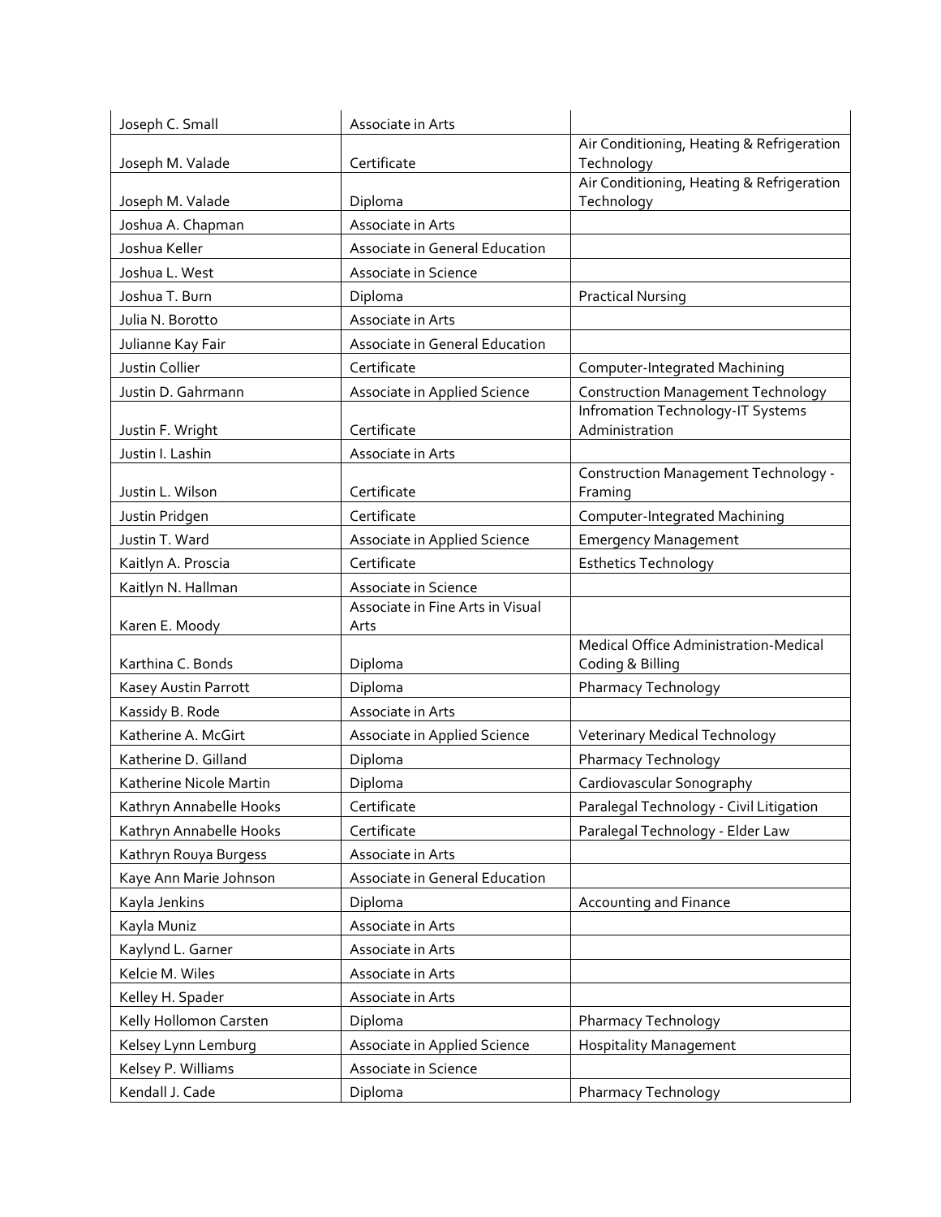| Joseph C. Small | Associate in Arts | |
|---|---|---|
| Joseph M. Valade | Certificate | Air Conditioning, Heating & Refrigeration Technology |
| Joseph M. Valade | Diploma | Air Conditioning, Heating & Refrigeration Technology |
| Joshua A. Chapman | Associate in Arts | |
| Joshua Keller | Associate in General Education | |
| Joshua L. West | Associate in Science | |
| Joshua T. Burn | Diploma | Practical Nursing |
| Julia N. Borotto | Associate in Arts | |
| Julianne Kay Fair | Associate in General Education | |
| Justin Collier | Certificate | Computer-Integrated Machining |
| Justin D. Gahrmann | Associate in Applied Science | Construction Management Technology |
| Justin F. Wright | Certificate | Infromation Technology-IT Systems Administration |
| Justin I. Lashin | Associate in Arts | |
| Justin L. Wilson | Certificate | Construction Management Technology - Framing |
| Justin Pridgen | Certificate | Computer-Integrated Machining |
| Justin T. Ward | Associate in Applied Science | Emergency Management |
| Kaitlyn A. Proscia | Certificate | Esthetics Technology |
| Kaitlyn N. Hallman | Associate in Science | |
| Karen E. Moody | Associate in Fine Arts in Visual Arts | |
| Karthina C. Bonds | Diploma | Medical Office Administration-Medical Coding & Billing |
| Kasey Austin Parrott | Diploma | Pharmacy Technology |
| Kassidy B. Rode | Associate in Arts | |
| Katherine A. McGirt | Associate in Applied Science | Veterinary Medical Technology |
| Katherine D. Gilland | Diploma | Pharmacy Technology |
| Katherine Nicole Martin | Diploma | Cardiovascular Sonography |
| Kathryn Annabelle Hooks | Certificate | Paralegal Technology - Civil Litigation |
| Kathryn Annabelle Hooks | Certificate | Paralegal Technology - Elder Law |
| Kathryn Rouya Burgess | Associate in Arts | |
| Kaye Ann Marie Johnson | Associate in General Education | |
| Kayla Jenkins | Diploma | Accounting and Finance |
| Kayla Muniz | Associate in Arts | |
| Kaylynd L. Garner | Associate in Arts | |
| Kelcie M. Wiles | Associate in Arts | |
| Kelley H. Spader | Associate in Arts | |
| Kelly Hollomon Carsten | Diploma | Pharmacy Technology |
| Kelsey Lynn Lemburg | Associate in Applied Science | Hospitality Management |
| Kelsey P. Williams | Associate in Science | |
| Kendall J. Cade | Diploma | Pharmacy Technology |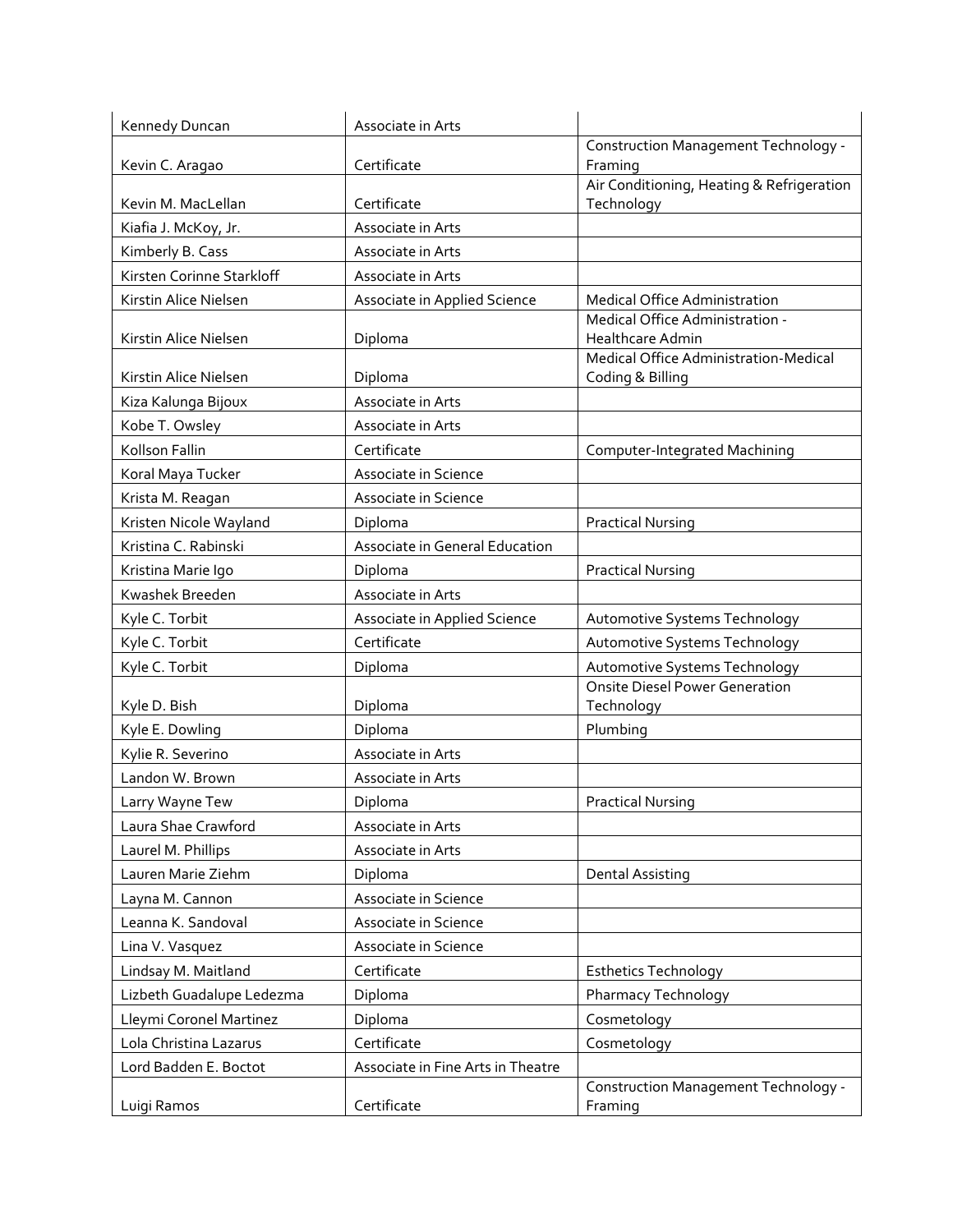| Kennedy Duncan | Associate in Arts | |
|---|---|---|
| Kevin C. Aragao | Certificate | Construction Management Technology - Framing |
| Kevin M. MacLellan | Certificate | Air Conditioning, Heating & Refrigeration Technology |
| Kiafia J. McKoy, Jr. | Associate in Arts | |
| Kimberly B. Cass | Associate in Arts | |
| Kirsten Corinne Starkloff | Associate in Arts | |
| Kirstin Alice Nielsen | Associate in Applied Science | Medical Office Administration |
| Kirstin Alice Nielsen | Diploma | Medical Office Administration - Healthcare Admin |
| Kirstin Alice Nielsen | Diploma | Medical Office Administration-Medical Coding & Billing |
| Kiza Kalunga Bijoux | Associate in Arts | |
| Kobe T. Owsley | Associate in Arts | |
| Kollson Fallin | Certificate | Computer-Integrated Machining |
| Koral Maya Tucker | Associate in Science | |
| Krista M. Reagan | Associate in Science | |
| Kristen Nicole Wayland | Diploma | Practical Nursing |
| Kristina C. Rabinski | Associate in General Education | |
| Kristina Marie Igo | Diploma | Practical Nursing |
| Kwashek Breeden | Associate in Arts | |
| Kyle C. Torbit | Associate in Applied Science | Automotive Systems Technology |
| Kyle C. Torbit | Certificate | Automotive Systems Technology |
| Kyle C. Torbit | Diploma | Automotive Systems Technology |
| Kyle D. Bish | Diploma | Onsite Diesel Power Generation Technology |
| Kyle E. Dowling | Diploma | Plumbing |
| Kylie R. Severino | Associate in Arts | |
| Landon W. Brown | Associate in Arts | |
| Larry Wayne Tew | Diploma | Practical Nursing |
| Laura Shae Crawford | Associate in Arts | |
| Laurel M. Phillips | Associate in Arts | |
| Lauren Marie Ziehm | Diploma | Dental Assisting |
| Layna M. Cannon | Associate in Science | |
| Leanna K. Sandoval | Associate in Science | |
| Lina V. Vasquez | Associate in Science | |
| Lindsay M. Maitland | Certificate | Esthetics Technology |
| Lizbeth Guadalupe Ledezma | Diploma | Pharmacy Technology |
| Lleymi Coronel Martinez | Diploma | Cosmetology |
| Lola Christina Lazarus | Certificate | Cosmetology |
| Lord Badden E. Boctot | Associate in Fine Arts in Theatre | |
| Luigi Ramos | Certificate | Construction Management Technology - Framing |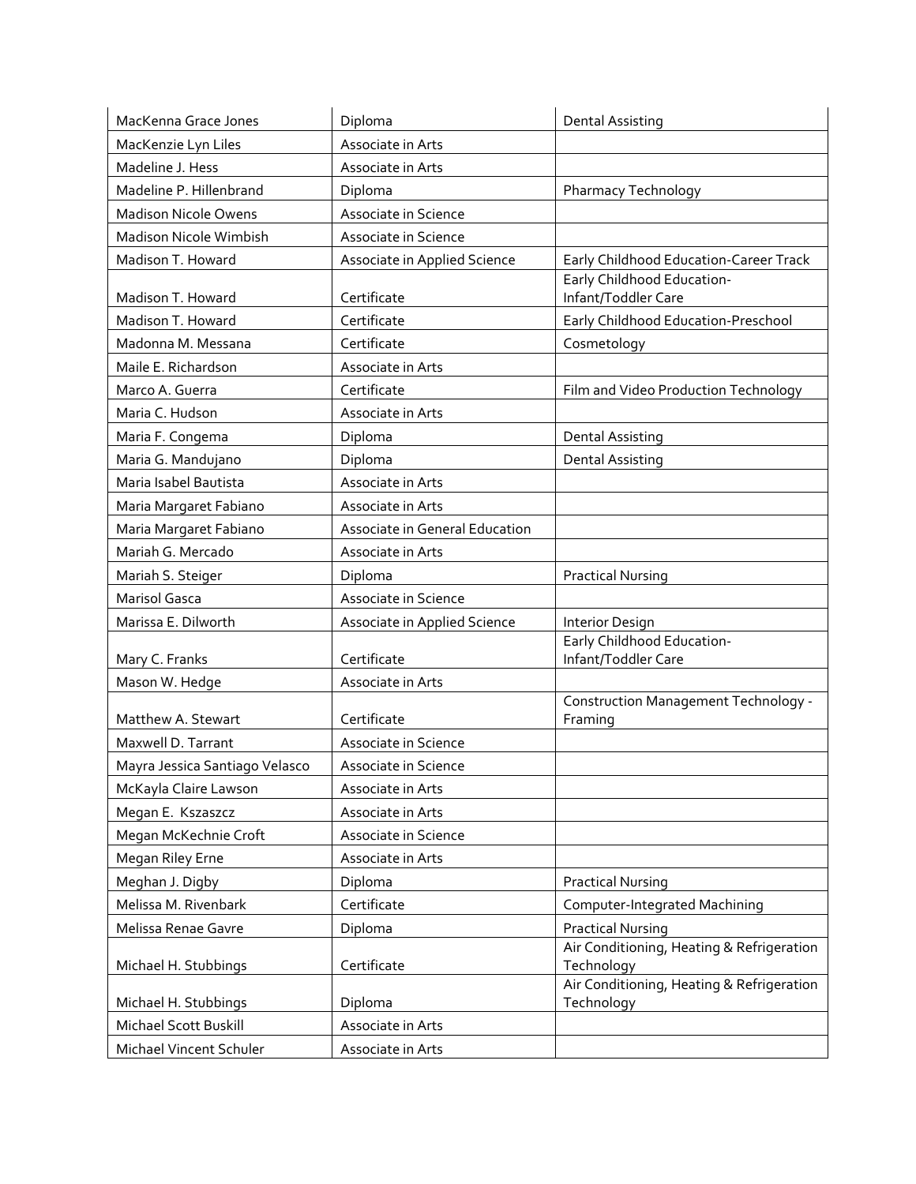| MacKenna Grace Jones | Diploma | Dental Assisting |
|---|---|---|
| MacKenzie Lyn Liles | Associate in Arts | |
| Madeline J. Hess | Associate in Arts | |
| Madeline P. Hillenbrand | Diploma | Pharmacy Technology |
| Madison Nicole Owens | Associate in Science | |
| Madison Nicole Wimbish | Associate in Science | |
| Madison T. Howard | Associate in Applied Science | Early Childhood Education-Career Track |
| Madison T. Howard | Certificate | Early Childhood Education-Infant/Toddler Care |
| Madison T. Howard | Certificate | Early Childhood Education-Preschool |
| Madonna M. Messana | Certificate | Cosmetology |
| Maile E. Richardson | Associate in Arts | |
| Marco A. Guerra | Certificate | Film and Video Production Technology |
| Maria C. Hudson | Associate in Arts | |
| Maria F. Congema | Diploma | Dental Assisting |
| Maria G. Mandujano | Diploma | Dental Assisting |
| Maria Isabel Bautista | Associate in Arts | |
| Maria Margaret Fabiano | Associate in Arts | |
| Maria Margaret Fabiano | Associate in General Education | |
| Mariah G. Mercado | Associate in Arts | |
| Mariah S. Steiger | Diploma | Practical Nursing |
| Marisol Gasca | Associate in Science | |
| Marissa E. Dilworth | Associate in Applied Science | Interior Design |
| Mary C. Franks | Certificate | Early Childhood Education-Infant/Toddler Care |
| Mason W. Hedge | Associate in Arts | |
| Matthew A. Stewart | Certificate | Construction Management Technology - Framing |
| Maxwell D. Tarrant | Associate in Science | |
| Mayra Jessica Santiago Velasco | Associate in Science | |
| McKayla Claire Lawson | Associate in Arts | |
| Megan E. Kszaszcz | Associate in Arts | |
| Megan McKechnie Croft | Associate in Science | |
| Megan Riley Erne | Associate in Arts | |
| Meghan J. Digby | Diploma | Practical Nursing |
| Melissa M. Rivenbark | Certificate | Computer-Integrated Machining |
| Melissa Renae Gavre | Diploma | Practical Nursing |
| Michael H. Stubbings | Certificate | Air Conditioning, Heating & Refrigeration Technology |
| Michael H. Stubbings | Diploma | Air Conditioning, Heating & Refrigeration Technology |
| Michael Scott Buskill | Associate in Arts | |
| Michael Vincent Schuler | Associate in Arts | |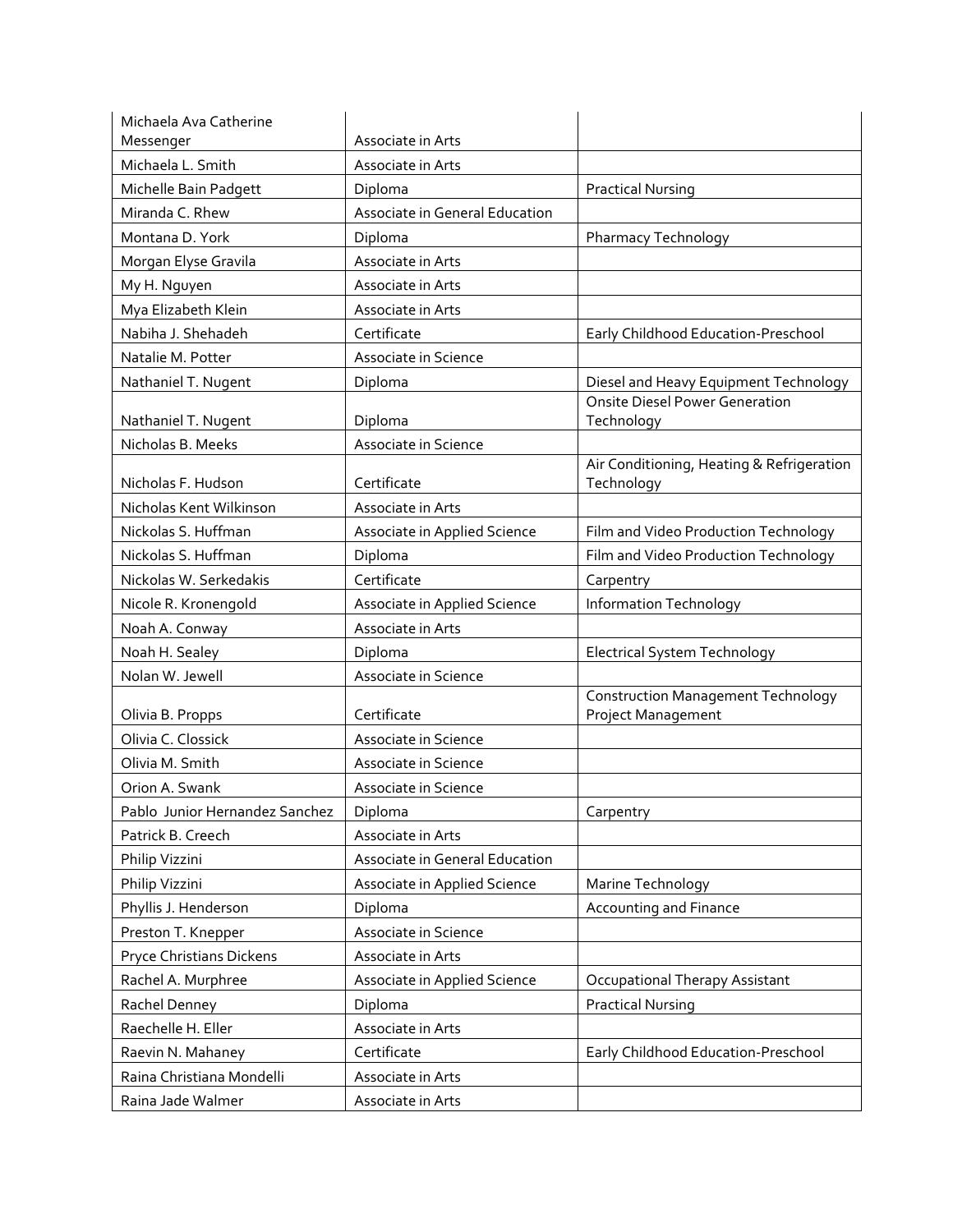| | | |
|---|---|---|
| Michaela Ava Catherine Messenger | Associate in Arts | |
| Michaela L. Smith | Associate in Arts | |
| Michelle Bain Padgett | Diploma | Practical Nursing |
| Miranda C. Rhew | Associate in General Education | |
| Montana D. York | Diploma | Pharmacy Technology |
| Morgan Elyse Gravila | Associate in Arts | |
| My H. Nguyen | Associate in Arts | |
| Mya Elizabeth Klein | Associate in Arts | |
| Nabiha J. Shehadeh | Certificate | Early Childhood Education-Preschool |
| Natalie M. Potter | Associate in Science | |
| Nathaniel T. Nugent | Diploma | Diesel and Heavy Equipment Technology |
| Nathaniel T. Nugent | Diploma | Onsite Diesel Power Generation Technology |
| Nicholas B. Meeks | Associate in Science | |
| Nicholas F. Hudson | Certificate | Air Conditioning, Heating & Refrigeration Technology |
| Nicholas Kent Wilkinson | Associate in Arts | |
| Nickolas S. Huffman | Associate in Applied Science | Film and Video Production Technology |
| Nickolas S. Huffman | Diploma | Film and Video Production Technology |
| Nickolas W. Serkedakis | Certificate | Carpentry |
| Nicole R. Kronengold | Associate in Applied Science | Information Technology |
| Noah A. Conway | Associate in Arts | |
| Noah H. Sealey | Diploma | Electrical System Technology |
| Nolan W. Jewell | Associate in Science | |
| Olivia B. Propps | Certificate | Construction Management Technology Project Management |
| Olivia C. Clossick | Associate in Science | |
| Olivia M. Smith | Associate in Science | |
| Orion A. Swank | Associate in Science | |
| Pablo Junior Hernandez Sanchez | Diploma | Carpentry |
| Patrick B. Creech | Associate in Arts | |
| Philip Vizzini | Associate in General Education | |
| Philip Vizzini | Associate in Applied Science | Marine Technology |
| Phyllis J. Henderson | Diploma | Accounting and Finance |
| Preston T. Knepper | Associate in Science | |
| Pryce Christians Dickens | Associate in Arts | |
| Rachel A. Murphree | Associate in Applied Science | Occupational Therapy Assistant |
| Rachel Denney | Diploma | Practical Nursing |
| Raechelle H. Eller | Associate in Arts | |
| Raevin N. Mahaney | Certificate | Early Childhood Education-Preschool |
| Raina Christiana Mondelli | Associate in Arts | |
| Raina Jade Walmer | Associate in Arts | |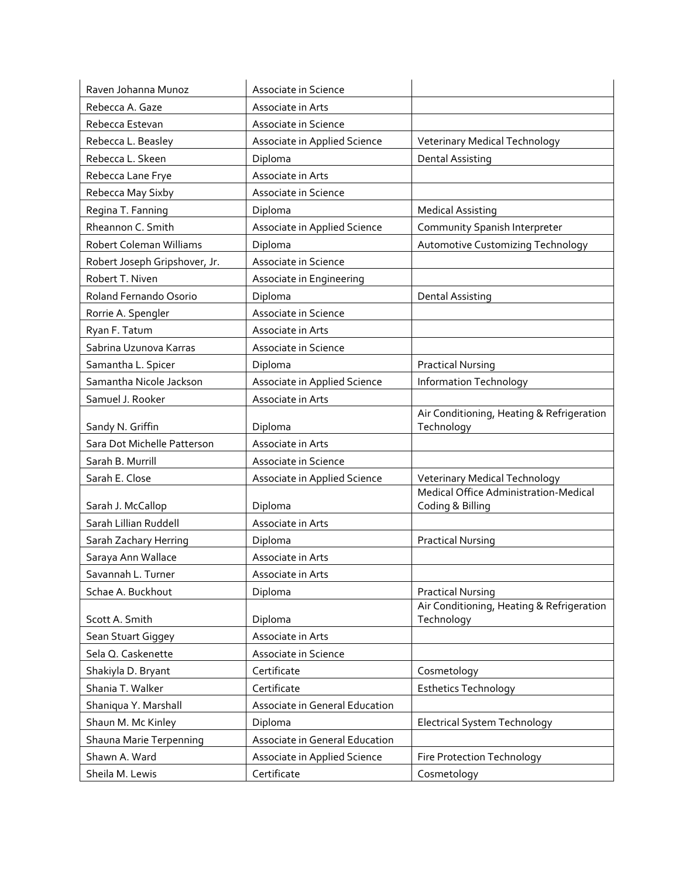| Raven Johanna Munoz | Associate in Science | |
|---|---|---|
| Rebecca A. Gaze | Associate in Arts | |
| Rebecca Estevan | Associate in Science | |
| Rebecca L. Beasley | Associate in Applied Science | Veterinary Medical Technology |
| Rebecca L. Skeen | Diploma | Dental Assisting |
| Rebecca Lane Frye | Associate in Arts | |
| Rebecca May Sixby | Associate in Science | |
| Regina T. Fanning | Diploma | Medical Assisting |
| Rheannon C. Smith | Associate in Applied Science | Community Spanish Interpreter |
| Robert Coleman Williams | Diploma | Automotive Customizing Technology |
| Robert Joseph Gripshover, Jr. | Associate in Science | |
| Robert T. Niven | Associate in Engineering | |
| Roland Fernando Osorio | Diploma | Dental Assisting |
| Rorrie A. Spengler | Associate in Science | |
| Ryan F. Tatum | Associate in Arts | |
| Sabrina Uzunova Karras | Associate in Science | |
| Samantha L. Spicer | Diploma | Practical Nursing |
| Samantha Nicole Jackson | Associate in Applied Science | Information Technology |
| Samuel J. Rooker | Associate in Arts | |
| Sandy N. Griffin | Diploma | Air Conditioning, Heating & Refrigeration Technology |
| Sara Dot Michelle Patterson | Associate in Arts | |
| Sarah B. Murrill | Associate in Science | |
| Sarah E. Close | Associate in Applied Science | Veterinary Medical Technology |
| Sarah J. McCallop | Diploma | Medical Office Administration-Medical Coding & Billing |
| Sarah Lillian Ruddell | Associate in Arts | |
| Sarah Zachary Herring | Diploma | Practical Nursing |
| Saraya Ann Wallace | Associate in Arts | |
| Savannah L. Turner | Associate in Arts | |
| Schae A. Buckhout | Diploma | Practical Nursing |
| Scott A. Smith | Diploma | Air Conditioning, Heating & Refrigeration Technology |
| Sean Stuart Giggey | Associate in Arts | |
| Sela Q. Caskenette | Associate in Science | |
| Shakiyla D. Bryant | Certificate | Cosmetology |
| Shania T. Walker | Certificate | Esthetics Technology |
| Shaniqua Y. Marshall | Associate in General Education | |
| Shaun M. Mc Kinley | Diploma | Electrical System Technology |
| Shauna Marie Terpenning | Associate in General Education | |
| Shawn A. Ward | Associate in Applied Science | Fire Protection Technology |
| Sheila M. Lewis | Certificate | Cosmetology |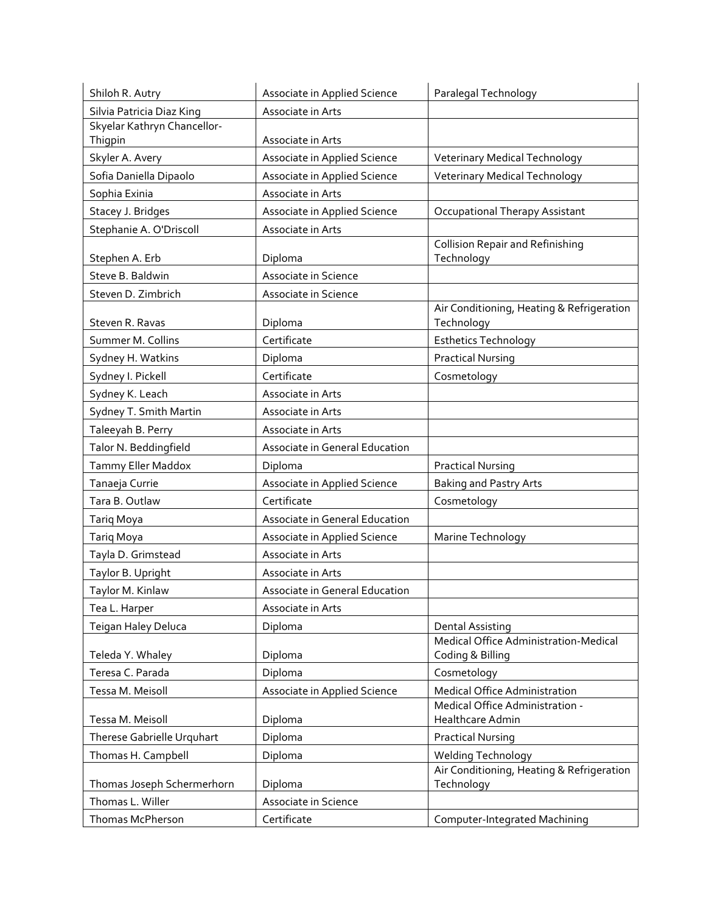| Shiloh R. Autry | Associate in Applied Science | Paralegal Technology |
|---|---|---|
| Silvia Patricia Diaz King | Associate in Arts | |
| Skyelar Kathryn Chancellor-Thigpin | Associate in Arts | |
| Skyler A. Avery | Associate in Applied Science | Veterinary Medical Technology |
| Sofia Daniella Dipaolo | Associate in Applied Science | Veterinary Medical Technology |
| Sophia Exinia | Associate in Arts | |
| Stacey J. Bridges | Associate in Applied Science | Occupational Therapy Assistant |
| Stephanie A. O'Driscoll | Associate in Arts | |
| Stephen A. Erb | Diploma | Collision Repair and Refinishing Technology |
| Steve B. Baldwin | Associate in Science | |
| Steven D. Zimbrich | Associate in Science | |
| Steven R. Ravas | Diploma | Air Conditioning, Heating & Refrigeration Technology |
| Summer M. Collins | Certificate | Esthetics Technology |
| Sydney H. Watkins | Diploma | Practical Nursing |
| Sydney I. Pickell | Certificate | Cosmetology |
| Sydney K. Leach | Associate in Arts | |
| Sydney T. Smith Martin | Associate in Arts | |
| Taleeyah B. Perry | Associate in Arts | |
| Talor N. Beddingfield | Associate in General Education | |
| Tammy Eller Maddox | Diploma | Practical Nursing |
| Tanaeja Currie | Associate in Applied Science | Baking and Pastry Arts |
| Tara B. Outlaw | Certificate | Cosmetology |
| Tariq Moya | Associate in General Education | |
| Tariq Moya | Associate in Applied Science | Marine Technology |
| Tayla D. Grimstead | Associate in Arts | |
| Taylor B. Upright | Associate in Arts | |
| Taylor M. Kinlaw | Associate in General Education | |
| Tea L. Harper | Associate in Arts | |
| Teigan Haley Deluca | Diploma | Dental Assisting |
| Teleda Y. Whaley | Diploma | Medical Office Administration-Medical Coding & Billing |
| Teresa C. Parada | Diploma | Cosmetology |
| Tessa M. Meisoll | Associate in Applied Science | Medical Office Administration |
| Tessa M. Meisoll | Diploma | Medical Office Administration - Healthcare Admin |
| Therese Gabrielle Urquhart | Diploma | Practical Nursing |
| Thomas H. Campbell | Diploma | Welding Technology |
| Thomas Joseph Schermerhorn | Diploma | Air Conditioning, Heating & Refrigeration Technology |
| Thomas L. Willer | Associate in Science | |
| Thomas McPherson | Certificate | Computer-Integrated Machining |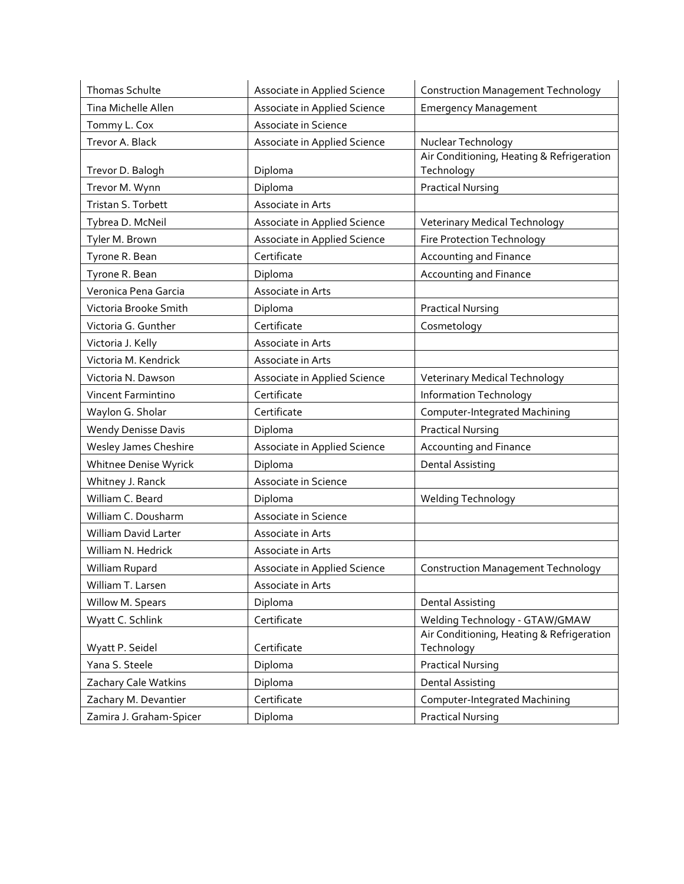| | | |
|---|---|---|
| Thomas Schulte | Associate in Applied Science | Construction Management Technology |
| Tina Michelle Allen | Associate in Applied Science | Emergency Management |
| Tommy L. Cox | Associate in Science | |
| Trevor A. Black | Associate in Applied Science | Nuclear Technology |
| Trevor D. Balogh | Diploma | Air Conditioning, Heating & Refrigeration Technology |
| Trevor M. Wynn | Diploma | Practical Nursing |
| Tristan S. Torbett | Associate in Arts | |
| Tybrea D. McNeil | Associate in Applied Science | Veterinary Medical Technology |
| Tyler M. Brown | Associate in Applied Science | Fire Protection Technology |
| Tyrone R. Bean | Certificate | Accounting and Finance |
| Tyrone R. Bean | Diploma | Accounting and Finance |
| Veronica Pena Garcia | Associate in Arts | |
| Victoria Brooke Smith | Diploma | Practical Nursing |
| Victoria G. Gunther | Certificate | Cosmetology |
| Victoria J. Kelly | Associate in Arts | |
| Victoria M. Kendrick | Associate in Arts | |
| Victoria N. Dawson | Associate in Applied Science | Veterinary Medical Technology |
| Vincent Farmintino | Certificate | Information Technology |
| Waylon G. Sholar | Certificate | Computer-Integrated Machining |
| Wendy Denisse Davis | Diploma | Practical Nursing |
| Wesley James Cheshire | Associate in Applied Science | Accounting and Finance |
| Whitnee Denise Wyrick | Diploma | Dental Assisting |
| Whitney J. Ranck | Associate in Science | |
| William C. Beard | Diploma | Welding Technology |
| William C. Dousharm | Associate in Science | |
| William David Larter | Associate in Arts | |
| William N. Hedrick | Associate in Arts | |
| William Rupard | Associate in Applied Science | Construction Management Technology |
| William T. Larsen | Associate in Arts | |
| Willow M. Spears | Diploma | Dental Assisting |
| Wyatt C. Schlink | Certificate | Welding Technology - GTAW/GMAW |
| Wyatt P. Seidel | Certificate | Air Conditioning, Heating & Refrigeration Technology |
| Yana S. Steele | Diploma | Practical Nursing |
| Zachary Cale Watkins | Diploma | Dental Assisting |
| Zachary M. Devantier | Certificate | Computer-Integrated Machining |
| Zamira J. Graham-Spicer | Diploma | Practical Nursing |